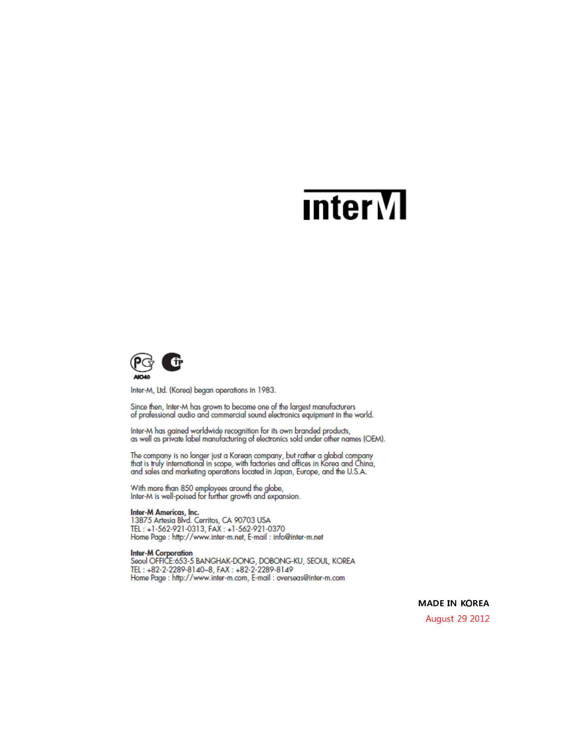# Inter M

AI040

Inter-M, Ltd. (Korea) began operations in 1983.

Since then, Inter-M has grown to become one of the largest manufacturers of professional audio and commercial sound electronics equipment in the world.

Inter-M has gained worldwide recognition for its own branded products, as well as private label manufacturing of electronics sold under other names (OEM).

The company is no longer just a Korean company, but rather a global company that is truly international in scope, with factories and offices in Korea and China, and sales and marketing operations located in Japan, Europe, and the U.S.A.

With more than 850 employees around the globe, Inter-M is well-poised for further growth and expansion.

**Inter-M Americas, Inc.**
13875 Artesia Blvd. Cerritos, CA 90703 USA
TEL : +1-562-921-0313, FAX : +1-562-921-0370
Home Page : http://www.inter-m.net, E-mail : info@inter-m.net

**Inter-M Corporation**
Seoul OFFICE:653-5 BANGHAK-DONG, DOBONG-KU, SEOUL, KOREA
TEL : +82-2-2289-8140~8, FAX : +82-2-2289-8149
Home Page : http://www.inter-m.com, E-mail : overseas@inter-m.com

**MADE IN KOREA**

August 29 2012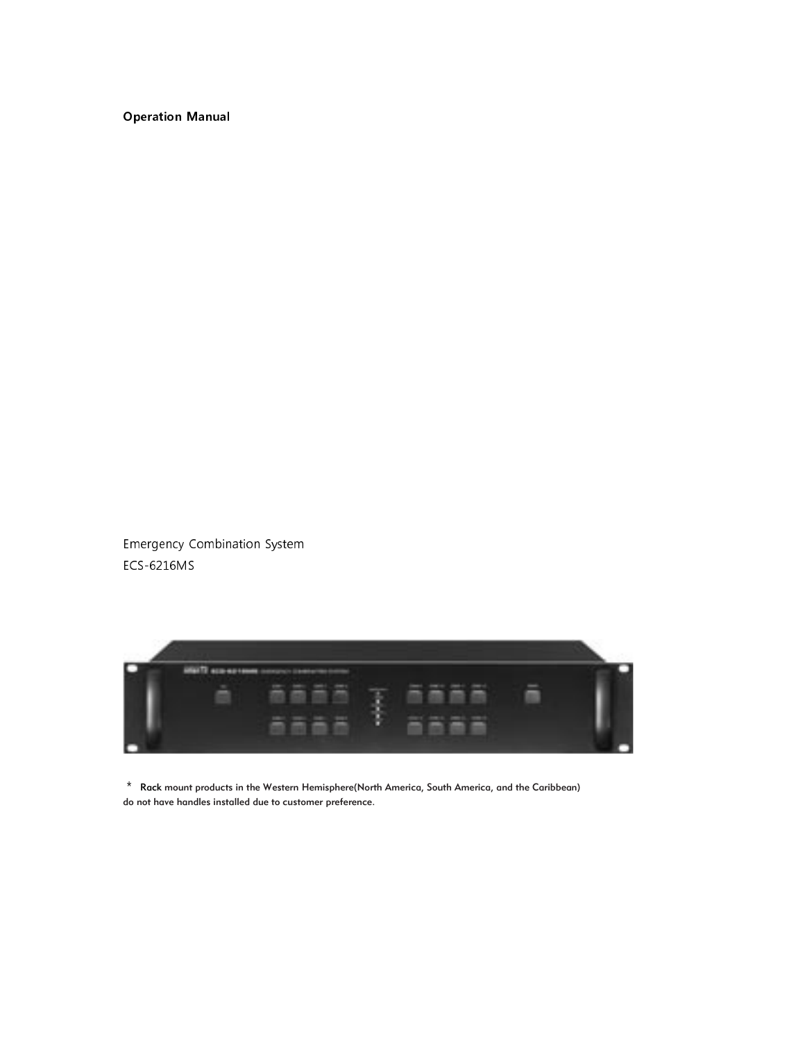**Operation Manual**

Emergency Combination System

ECS-6216MS

\* **Rack** mount products in the Western Hemisphere(North America, South America, and the Caribbean) do not have handles installed due to customer preference.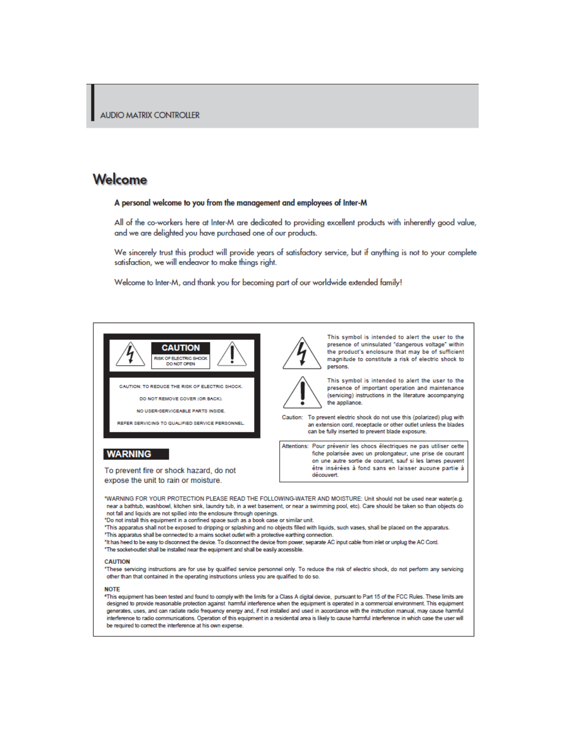# Welcome

**A personal welcome to you from the management and employees of Inter-M**

All of the co-workers here at Inter-M are dedicated to providing excellent products with inherently good value, and we are delighted you have purchased one of our products.

We sincerely trust this product will provide years of satisfactory service, but if anything is not to your complete satisfaction, we will endeavor to make things right.

Welcome to Inter-M, and thank you for becoming part of our worldwide extended family!

**CAUTION**

RISK OF ELECTRIC SHOCK
DO NOT OPEN

CAUTION: TO REDUCE THE RISK OF ELECTRIC SHOCK.

DO NOT REMOVE COVER (OR BACK).

NO USER-SERVICEABLE PARTS INSIDE.

REFER SERVICING TO QUALIFIED SERVICE PERSONNEL.

This symbol is intended to alert the user to the presence of uninsulated "dangerous voltage" within the product's enclosure that may be of sufficient magnitude to constitute a risk of electric shock to persons.

This symbol is intended to alert the user to the presence of important operation and maintenance (servicing) instructions in the literature accompanying the appliance.

Caution: To prevent electric shock do not use this (polarized) plug with an extension cord, receptacle or other outlet unless the blades can be fully inserted to prevent blade exposure.

**WARNING**

To prevent fire or shock hazard, do not expose the unit to rain or moisture.

Attentions: Pour prévenir les chocs électriques ne pas utiliser cette fiche polarisée avec un prolongateur, une prise de courant on une autre sortie de courant, sauf si les lames peuvent être insérées à fond sans en laisser aucune partie à découvert.

*WARNING FOR YOUR PROTECTION PLEASE READ THE FOLLOWING-WATER AND MOISTURE: Unit should not be used near water(e.g. near a bathtub, washbowl, kitchen sink, laundry tub, in a wet basement, or near a swimming pool, etc). Care should be taken so than objects do not fall and liquids are not spilled into the enclosure through openings.
*Do not install this equipment in a confined space such as a book case or similar unit.
*This apparatus shall not be exposed to dripping or splashing and no objects filled with liquids, such vases, shall be placed on the apparatus.
*This apparatus shall be connected to a mains socket outlet with a protective earthing connection.
*It has heed to be easy to disconnect the device. To disconnect the device from power, separate AC input cable from inlet or unplug the AC Cord.
*The socket-outlet shall be installed near the equipment and shall be easily accessible.

**CAUTION**

*These servicing instructions are for use by qualified service personnel only. To reduce the risk of electric shock, do not perform any servicing other than that contained in the operating instructions unless you are qualified to do so.

**NOTE**

*This equipment has been tested and found to comply with the limits for a Class A digital device, pursuant to Part 15 of the FCC Rules. These limits are designed to provide reasonable protection against harmful interference when the equipment is operated in a commercial environment. This equipment generates, uses, and can radiate radio frequency energy and, if not installed and used in accordance with the instruction manual, may cause harmful interference to radio communications. Operation of this equipment in a residential area is likely to cause harmful interference in which case the user will be required to correct the interference at his own expense.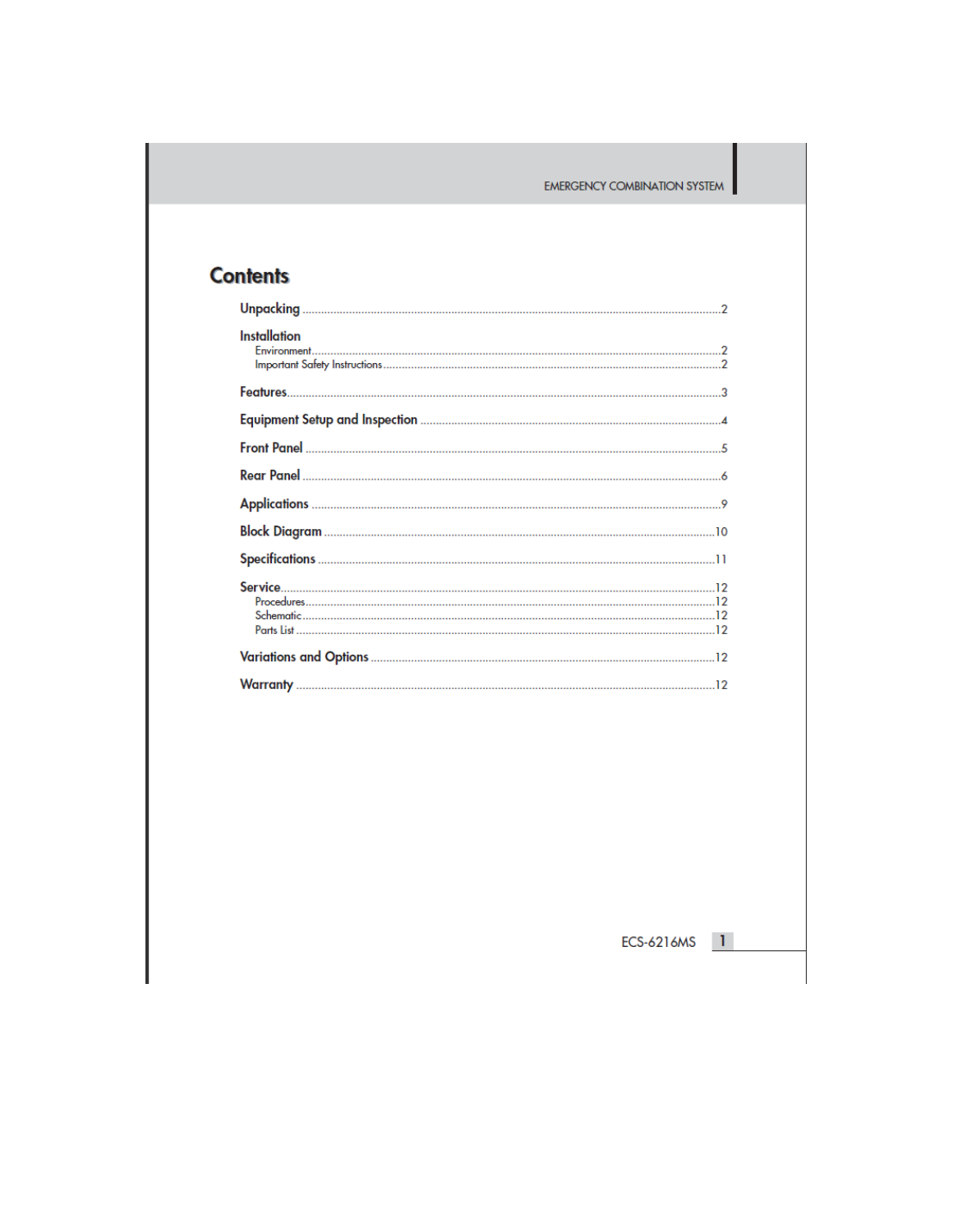# Contents

- **Unpacking** ..... 2
- **Installation**
  - Environment ..... 2
  - Important Safety Instructions ..... 2
- **Features** ..... 3
- **Equipment Setup and Inspection** ..... 4
- **Front Panel** ..... 5
- **Rear Panel** ..... 6
- **Applications** ..... 9
- **Block Diagram** ..... 10
- **Specifications** ..... 11
- **Service** ..... 12
  - Procedures ..... 12
  - Schematic ..... 12
  - Parts List ..... 12
- **Variations and Options** ..... 12
- **Warranty** ..... 12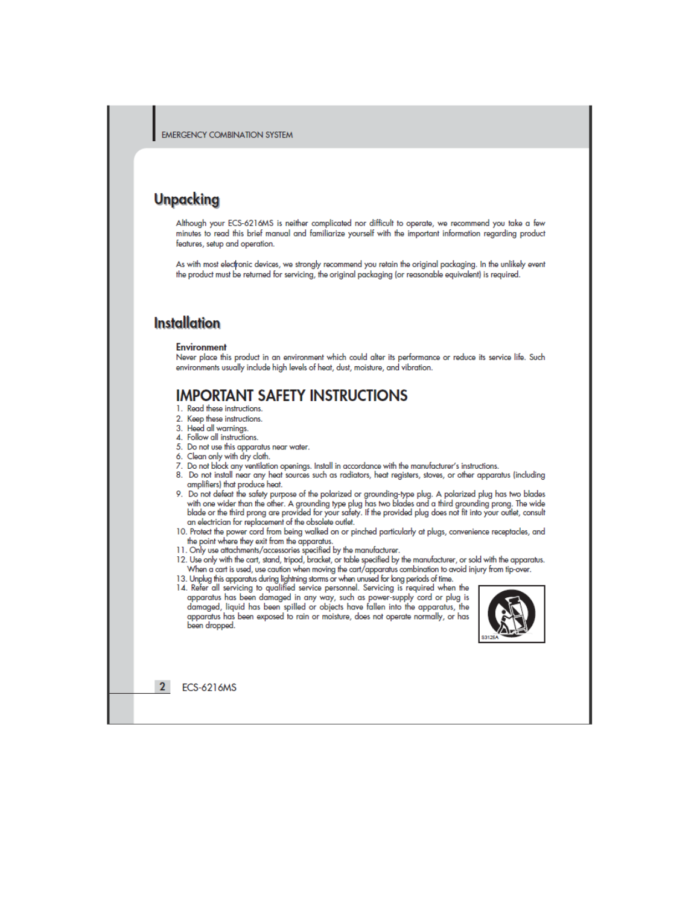# Unpacking

Although your ECS-6216MS is neither complicated nor difficult to operate, we recommend you take a few minutes to read this brief manual and familiarize yourself with the important information regarding product features, setup and operation.

As with most electronic devices, we strongly recommend you retain the original packaging. In the unlikely event the product must be returned for servicing, the original packaging (or reasonable equivalent) is required.

# Installation

**Environment**

Never place this product in an environment which could alter its performance or reduce its service life. Such environments usually include high levels of heat, dust, moisture, and vibration.

## IMPORTANT SAFETY INSTRUCTIONS

1. Read these instructions.
2. Keep these instructions.
3. Heed all warnings.
4. Follow all instructions.
5. Do not use this apparatus near water.
6. Clean only with dry cloth.
7. Do not block any ventilation openings. Install in accordance with the manufacturer's instructions.
8. Do not install near any heat sources such as radiators, heat registers, stoves, or other apparatus (including amplifiers) that produce heat.
9. Do not defeat the safety purpose of the polarized or grounding-type plug. A polarized plug has two blades with one wider than the other. A grounding type plug has two blades and a third grounding prong. The wide blade or the third prong are provided for your safety. If the provided plug does not fit into your outlet, consult an electrician for replacement of the obsolete outlet.
10. Protect the power cord from being walked on or pinched particularly at plugs, convenience receptacles, and the point where they exit from the apparatus.
11. Only use attachments/accessories specified by the manufacturer.
12. Use only with the cart, stand, tripod, bracket, or table specified by the manufacturer, or sold with the apparatus. When a cart is used, use caution when moving the cart/apparatus combination to avoid injury from tip-over.
13. Unplug this apparatus during lightning storms or when unused for long periods of time.
14. Refer all servicing to qualified service personnel. Servicing is required when the apparatus has been damaged in any way, such as power-supply cord or plug is damaged, liquid has been spilled or objects have fallen into the apparatus, the apparatus has been exposed to rain or moisture, does not operate normally, or has been dropped.

S3125A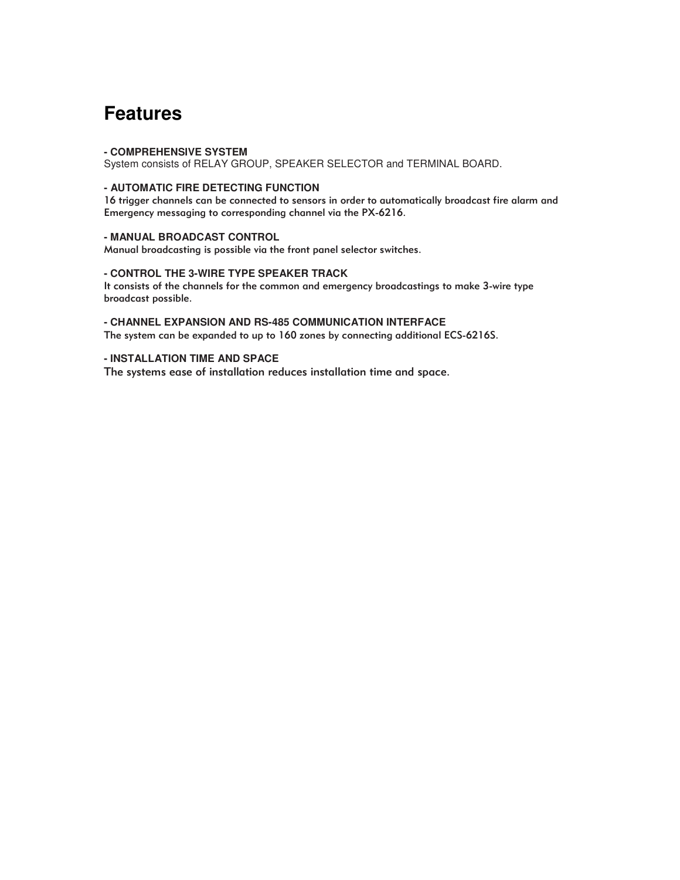# Features

**- COMPREHENSIVE SYSTEM**

System consists of RELAY GROUP, SPEAKER SELECTOR and TERMINAL BOARD.

**- AUTOMATIC FIRE DETECTING FUNCTION**

16 trigger channels can be connected to sensors in order to automatically broadcast fire alarm and Emergency messaging to corresponding channel via the PX-6216.

**- MANUAL BROADCAST CONTROL**

Manual broadcasting is possible via the front panel selector switches.

**- CONTROL THE 3-WIRE TYPE SPEAKER TRACK**

It consists of the channels for the common and emergency broadcastings to make 3-wire type broadcast possible.

**- CHANNEL EXPANSION AND RS-485 COMMUNICATION INTERFACE**

The system can be expanded to up to 160 zones by connecting additional ECS-6216S.

**- INSTALLATION TIME AND SPACE**

The systems ease of installation reduces installation time and space.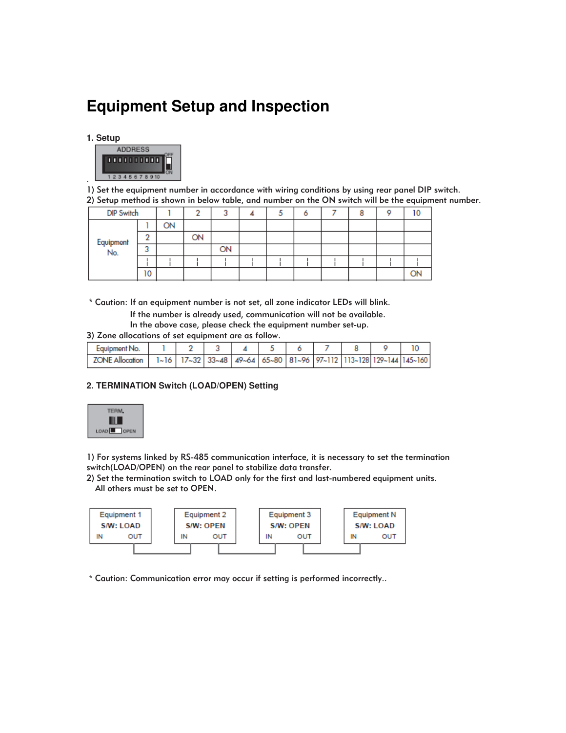# Equipment Setup and Inspection

### 1. Setup

1) Set the equipment number in accordance with wiring conditions by using rear panel DIP switch.
2) Setup method is shown in below table, and number on the ON switch will be the equipment number.

| DIP Switch | | 1 | 2 | 3 | 4 | 5 | 6 | 7 | 8 | 9 | 10 |
|---|---|---|---|---|---|---|---|---|---|---|---|
| Equipment No. | 1 | ON | | | | | | | | | |
| | 2 | | ON | | | | | | | | |
| | 3 | | | ON | | | | | | | |
| | ¦ | ¦ | ¦ | ¦ | ¦ | ¦ | ¦ | ¦ | ¦ | ¦ | ¦ |
| | 10 | | | | | | | | | | ON |

* Caution: If an equipment number is not set, all zone indicator LEDs will blink.
If the number is already used, communication will not be available.
In the above case, please check the equipment number set-up.

3) Zone allocations of set equipment are as follow.

| Equipment No. | 1 | 2 | 3 | 4 | 5 | 6 | 7 | 8 | 9 | 10 |
|---|---|---|---|---|---|---|---|---|---|---|
| ZONE Allocation | 1~16 | 17~32 | 33~48 | 49~64 | 65~80 | 81~96 | 97~112 | 113~128 | 129~144 | 145~160 |

### 2. TERMINATION Switch (LOAD/OPEN) Setting

1) For systems linked by RS-485 communication interface, it is necessary to set the termination switch(LOAD/OPEN) on the rear panel to stabilize data transfer.
2) Set the termination switch to LOAD only for the first and last-numbered equipment units.
All others must be set to OPEN.

| Equipment 1 | Equipment 2 | Equipment 3 | Equipment N |
|---|---|---|---|
| S/W: LOAD | S/W: OPEN | S/W: OPEN | S/W: LOAD |

* Caution: Communication error may occur if setting is performed incorrectly..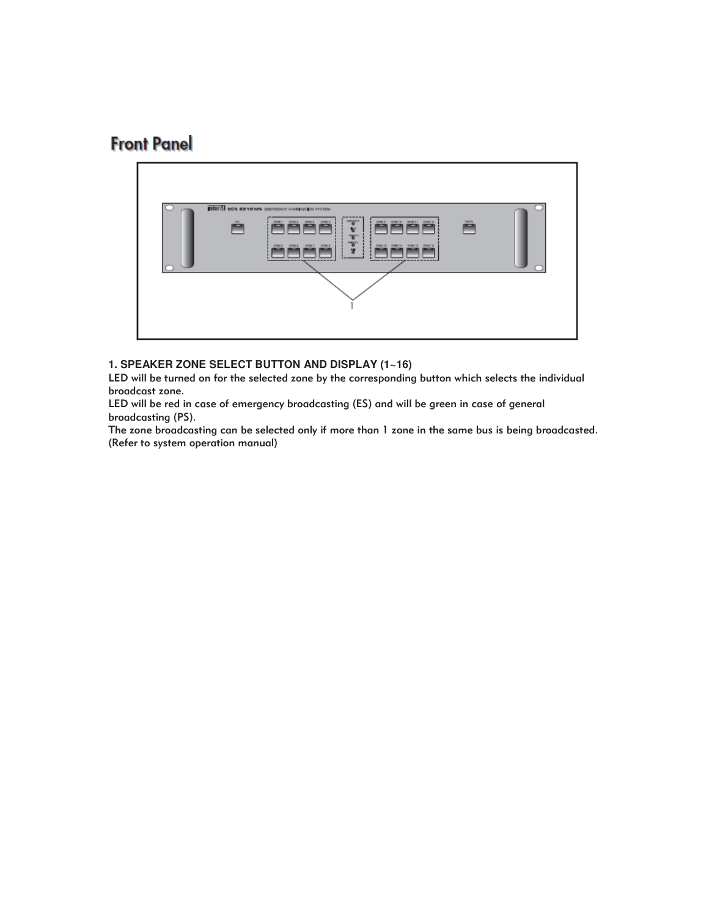## Front Panel

### 1. SPEAKER ZONE SELECT BUTTON AND DISPLAY (1~16)

LED will be turned on for the selected zone by the corresponding button which selects the individual broadcast zone.

LED will be red in case of emergency broadcasting (ES) and will be green in case of general broadcasting (PS).

The zone broadcasting can be selected only if more than 1 zone in the same bus is being broadcasted. (Refer to system operation manual)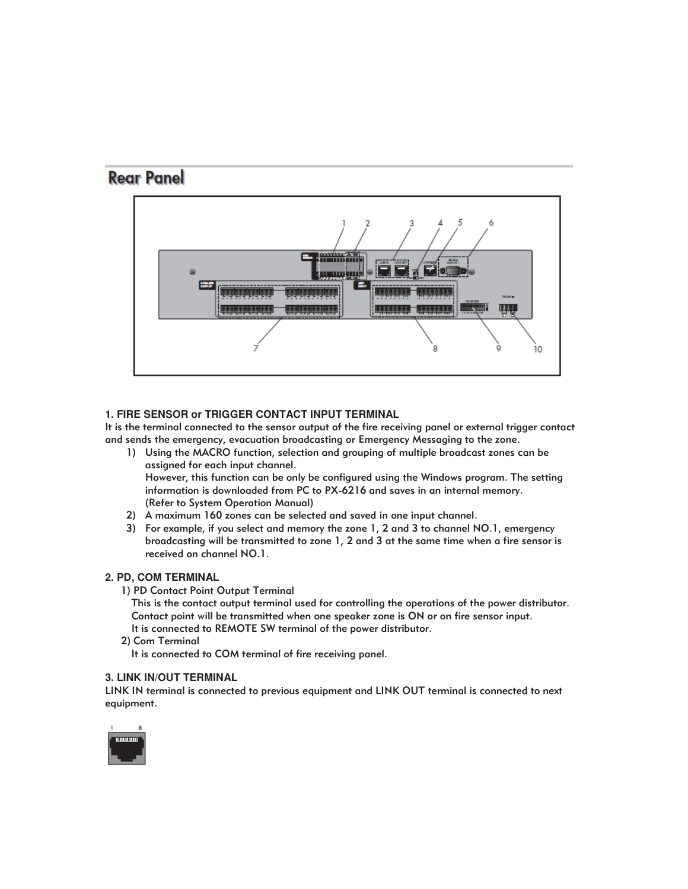# Rear Panel

### 1. FIRE SENSOR or TRIGGER CONTACT INPUT TERMINAL

It is the terminal connected to the sensor output of the fire receiving panel or external trigger contact and sends the emergency, evacuation broadcasting or Emergency Messaging to the zone.

1) Using the MACRO function, selection and grouping of multiple broadcast zones can be assigned for each input channel.
   However, this function can be only be configured using the Windows program. The setting information is downloaded from PC to PX-6216 and saves in an internal memory.
   (Refer to System Operation Manual)
2) A maximum 160 zones can be selected and saved in one input channel.
3) For example, if you select and memory the zone 1, 2 and 3 to channel NO.1, emergency broadcasting will be transmitted to zone 1, 2 and 3 at the same time when a fire sensor is received on channel NO.1.

### 2. PD, COM TERMINAL

1) PD Contact Point Output Terminal
   This is the contact output terminal used for controlling the operations of the power distributor.
   Contact point will be transmitted when one speaker zone is ON or on fire sensor input.
   It is connected to REMOTE SW terminal of the power distributor.
2) Com Terminal
   It is connected to COM terminal of fire receiving panel.

### 3. LINK IN/OUT TERMINAL

LINK IN terminal is connected to previous equipment and LINK OUT terminal is connected to next equipment.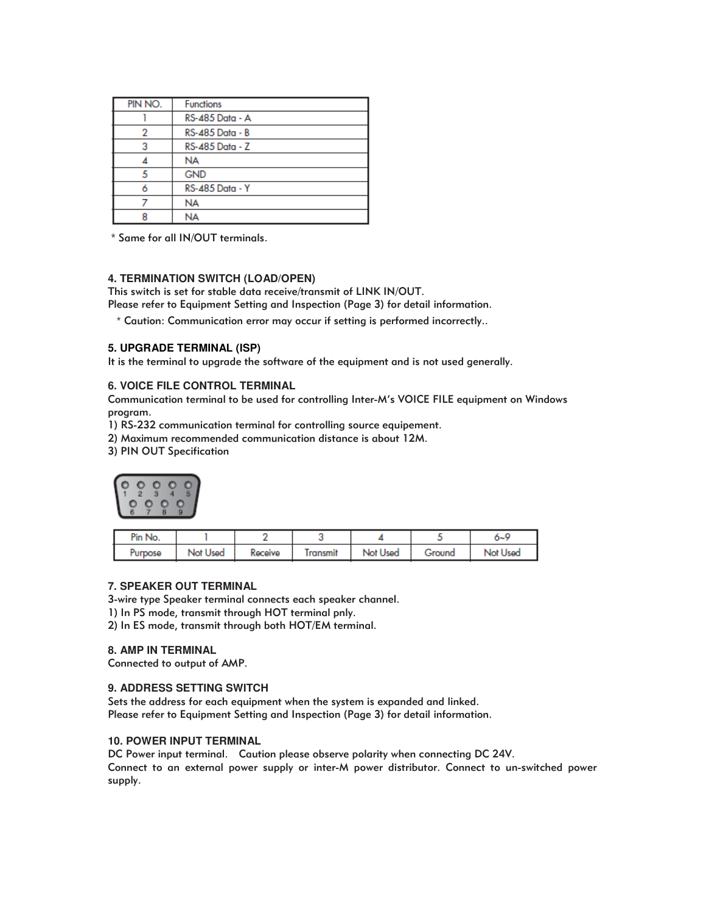| PIN NO. | Functions |
|---|---|
| 1 | RS-485 Data - A |
| 2 | RS-485 Data - B |
| 3 | RS-485 Data - Z |
| 4 | NA |
| 5 | GND |
| 6 | RS-485 Data - Y |
| 7 | NA |
| 8 | NA |

* Same for all IN/OUT terminals.

### 4. TERMINATION SWITCH (LOAD/OPEN)

This switch is set for stable data receive/transmit of LINK IN/OUT.
Please refer to Equipment Setting and Inspection (Page 3) for detail information.

* Caution: Communication error may occur if setting is performed incorrectly..

### 5. UPGRADE TERMINAL (ISP)

It is the terminal to upgrade the software of the equipment and is not used generally.

### 6. VOICE FILE CONTROL TERMINAL

Communication terminal to be used for controlling Inter-M's VOICE FILE equipment on Windows program.

1) RS-232 communication terminal for controlling source equipement.
2) Maximum recommended communication distance is about 12M.
3) PIN OUT Specification

| Pin No. | 1 | 2 | 3 | 4 | 5 | 6~9 |
|---|---|---|---|---|---|---|
| Purpose | Not Used | Receive | Transmit | Not Used | Ground | Not Used |

### 7. SPEAKER OUT TERMINAL

3-wire type Speaker terminal connects each speaker channel.

1) In PS mode, transmit through HOT terminal pnly.
2) In ES mode, transmit through both HOT/EM terminal.

### 8. AMP IN TERMINAL

Connected to output of AMP.

### 9. ADDRESS SETTING SWITCH

Sets the address for each equipment when the system is expanded and linked.
Please refer to Equipment Setting and Inspection (Page 3) for detail information.

### 10. POWER INPUT TERMINAL

DC Power input terminal. Caution please observe polarity when connecting DC 24V.
Connect to an external power supply or inter-M power distributor. Connect to un-switched power supply.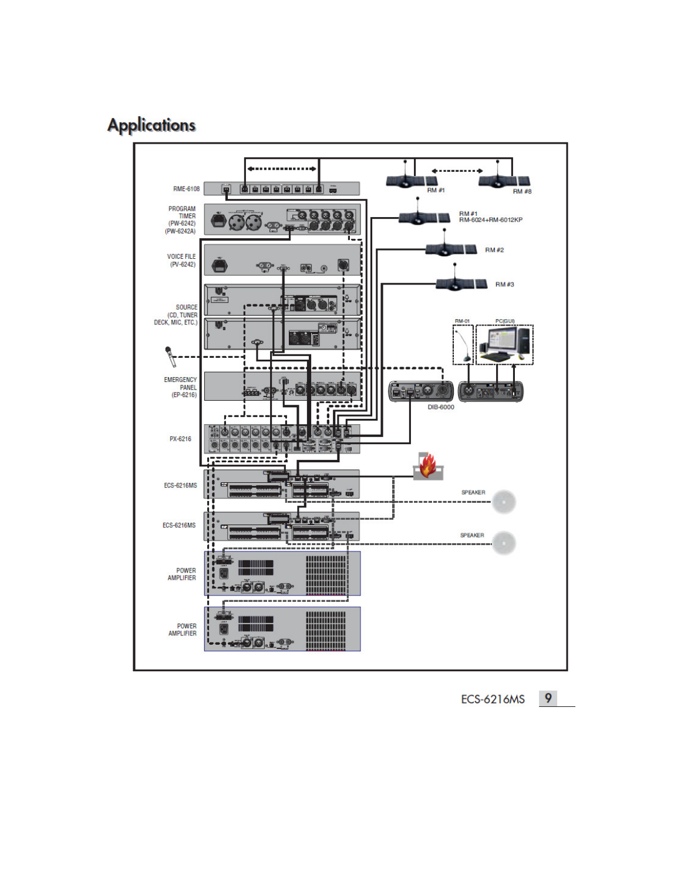# Applications

RME-6108

PROGRAM TIMER (PW-6242) (PW-6242A)

VOICE FILE (PV-6242)

SOURCE (CD, TUNER DECK, MIC, ETC.)

EMERGENCY PANEL (EP-6216)

PX-6216

ECS-6216MS

ECS-6216MS

POWER AMPLIFIER

POWER AMPLIFIER

RM #1

RM #8

RM #1 RM-6024+RM-6012KP

RM #2

RM #3

RM-01

PC(GUI)

DIB-6000

SPEAKER

SPEAKER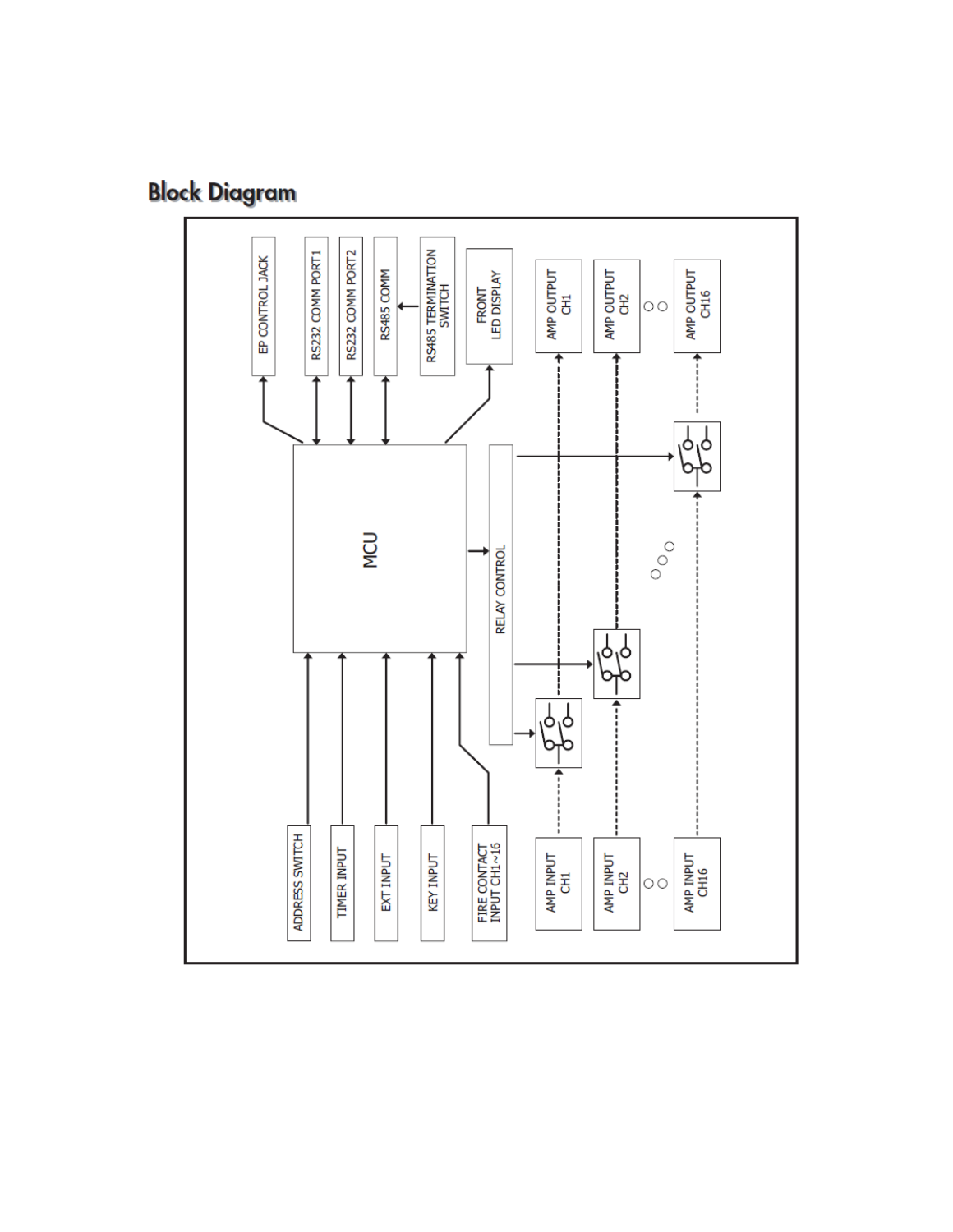## Block Diagram

EP CONTROL JACK

RS232 COMM PORT1

RS232 COMM PORT2

RS485 COMM

RS485 TERMINATION SWITCH

FRONT LED DISPLAY

AMP OUTPUT CH1

AMP OUTPUT CH2

AMP OUTPUT CH16

MCU

RELAY CONTROL

ADDRESS SWITCH

TIMER INPUT

EXT INPUT

KEY INPUT

FIRE CONTACT INPUT CH1~16

AMP INPUT CH1

AMP INPUT CH2

AMP INPUT CH16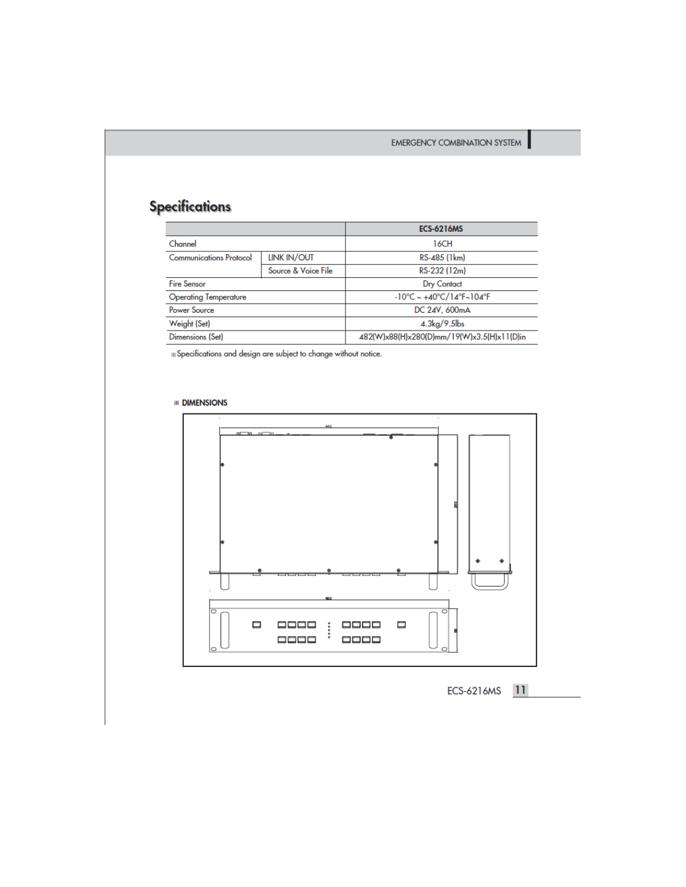## Specifications

| | | ECS-6216MS |
|---|---|---|
| Channel | | 16CH |
| Communications Protocol | LINK IN/OUT | RS-485 (1km) |
| | Source & Voice File | RS-232 (12m) |
| Fire Sensor | | Dry Contact |
| Operating Temperature | | -10°C ~ +40°C/14°F~104°F |
| Power Source | | DC 24V, 600mA |
| Weight (Set) | | 4.3kg/9.5lbs |
| Dimensions (Set) | | 482(W)x88(H)x280(D)mm/19(W)x3.5(H)x11(D)in |

※Specifications and design are subject to change without notice.

※ **DIMENSIONS**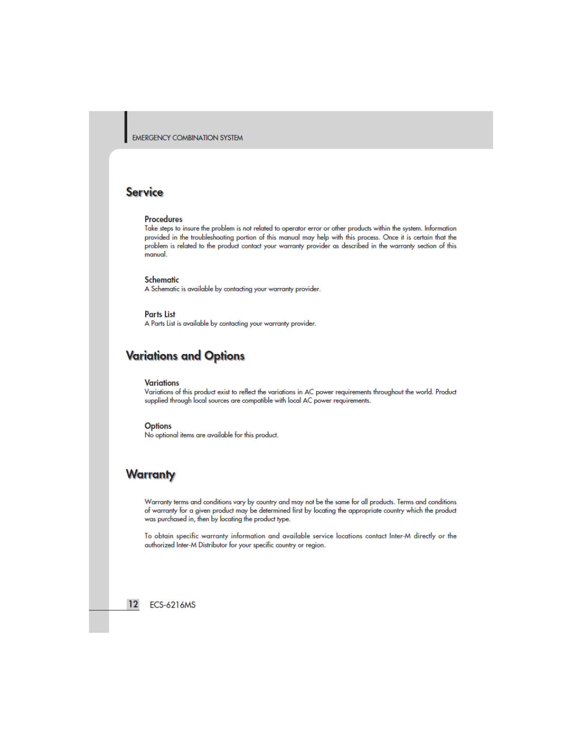## Service

### Procedures

Take steps to insure the problem is not related to operator error or other products within the system. Information provided in the troubleshooting portion of this manual may help with this process. Once it is certain that the problem is related to the product contact your warranty provider as described in the warranty section of this manual.

### Schematic

A Schematic is available by contacting your warranty provider.

### Parts List

A Parts List is available by contacting your warranty provider.

## Variations and Options

### Variations

Variations of this product exist to reflect the variations in AC power requirements throughout the world. Product supplied through local sources are compatible with local AC power requirements.

### Options

No optional items are available for this product.

## Warranty

Warranty terms and conditions vary by country and may not be the same for all products. Terms and conditions of warranty for a given product may be determined first by locating the appropriate country which the product was purchased in, then by locating the product type.

To obtain specific warranty information and available service locations contact Inter-M directly or the authorized Inter-M Distributor for your specific country or region.